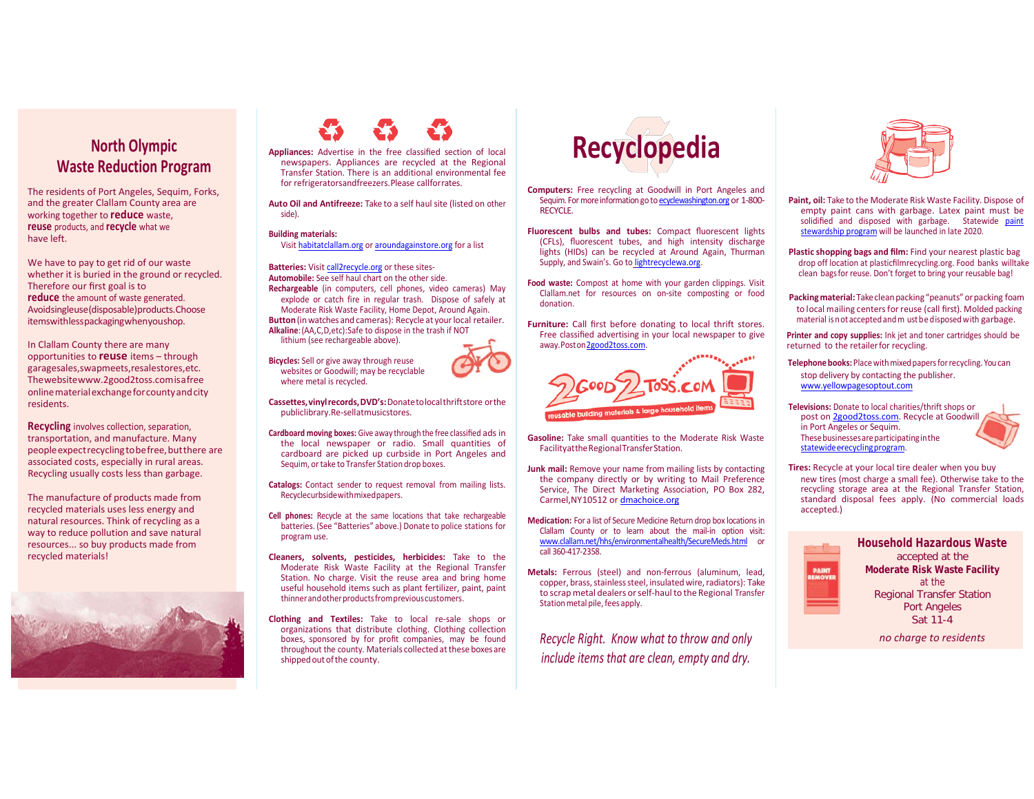# North Olympic Waste Reduction Program

The residents of Port Angeles, Sequim, Forks, and the greater Clallam County area are working together to **reduce** waste, **reuse** products, and **recycle** what we have left.

We have to pay to get rid of our waste whether it is buried in the ground or recycled. Therefore our first goal is to **reduce** the amount of waste generated. Avoid single use (disposable) products. Choose items with less packaging when you shop.

In Clallam County there are many opportunities to **reuse** items – through garage sales, swap meets, resale stores, etc. The website www.2good2toss.com is a free online material exchange for county and city residents.

**Recycling** involves collection, separation, transportation, and manufacture. Many people expect recycling to be free, but there are associated costs, especially in rural areas. Recycling usually costs less than garbage.

The manufacture of products made from recycled materials uses less energy and natural resources. Think of recycling as a way to reduce pollution and save natural resources... so buy products made from recycled materials!

**Appliances:** Advertise in the free classified section of local newspapers. Appliances are recycled at the Regional Transfer Station. There is an additional environmental fee for refrigerators and freezers. Please call for rates.

**Auto Oil and Antifreeze:** Take to a self haul site (listed on other side).

**Building materials:**
Visit habitatclallam.org or aroundagainstore.org for a list

**Batteries:** Visit call2recycle.org or these sites-
**Automobile:** See self haul chart on the other side.
**Rechargeable** (in computers, cell phones, video cameras) May explode or catch fire in regular trash. Dispose of safely at Moderate Risk Waste Facility, Home Depot, Around Again.
**Button** (in watches and cameras): Recycle at your local retailer.
**Alkaline**: (AA,C,D,etc): Safe to dispose in the trash if NOT lithium (see rechargeable above).

**Bicycles:** Sell or give away through reuse websites or Goodwill; may be recyclable where metal is recycled.

**Cassettes, vinyl records, DVD's:** Donate to local thrift store or the public library. Re-sell at music stores.

**Cardboard moving boxes:** Give away through the free classified ads in the local newspaper or radio. Small quantities of cardboard are picked up curbside in Port Angeles and Sequim, or take to Transfer Station drop boxes.

**Catalogs:** Contact sender to request removal from mailing lists. Recycle curbside with mixed papers.

**Cell phones:** Recycle at the same locations that take rechargeable batteries. (See "Batteries" above.) Donate to police stations for program use.

**Cleaners, solvents, pesticides, herbicides:** Take to the Moderate Risk Waste Facility at the Regional Transfer Station. No charge. Visit the reuse area and bring home useful household items such as plant fertilizer, paint, paint thinner and other products from previous customers.

**Clothing and Textiles:** Take to local re-sale shops or organizations that distribute clothing. Clothing collection boxes, sponsored by for profit companies, may be found throughout the county. Materials collected at these boxes are shipped out of the county.

# Recyclopedia

**Computers:** Free recycling at Goodwill in Port Angeles and Sequim. For more information go to ecyclewashington.org or 1-800-RECYCLE.

**Fluorescent bulbs and tubes:** Compact fluorescent lights (CFLs), fluorescent tubes, and high intensity discharge lights (HIDs) can be recycled at Around Again, Thurman Supply, and Swain's. Go to lightrecyclewa.org.

**Food waste:** Compost at home with your garden clippings. Visit Clallam.net for resources on on-site composting or food donation.

**Furniture:** Call first before donating to local thrift stores. Free classified advertising in your local newspaper to give away. Post on 2good2toss.com.

2Good2Toss.com — reusable building materials & large household items

**Gasoline:** Take small quantities to the Moderate Risk Waste Facility at the Regional Transfer Station.

**Junk mail:** Remove your name from mailing lists by contacting the company directly or by writing to Mail Preference Service, The Direct Marketing Association, PO Box 282, Carmel, NY10512 or dmachoice.org

**Medication:** For a list of Secure Medicine Return drop box locations in Clallam County or to learn about the mail-in option visit: www.clallam.net/hhs/environmentalhealth/SecureMeds.html or call 360-417-2358.

**Metals:** Ferrous (steel) and non-ferrous (aluminum, lead, copper, brass, stainless steel, insulated wire, radiators): Take to scrap metal dealers or self-haul to the Regional Transfer Station metal pile, fees apply.

*Recycle Right. Know what to throw and only include items that are clean, empty and dry.*

**Paint, oil:** Take to the Moderate Risk Waste Facility. Dispose of empty paint cans with garbage. Latex paint must be solidified and disposed with garbage. Statewide paint stewardship program will be launched in late 2020.

**Plastic shopping bags and film:** Find your nearest plastic bag drop off location at plasticfilmrecycling.org. Food banks will take clean bags for reuse. Don't forget to bring your reusable bag!

**Packing material:** Take clean packing "peanuts" or packing foam to local mailing centers for reuse (call first). Molded packing material is not accepted and must be disposed with garbage.

**Printer and copy supplies:** Ink jet and toner cartridges should be returned to the retailer for recycling.

**Telephone books:** Place with mixed papers for recycling. You can stop delivery by contacting the publisher. www.yellowpagesoptout.com

**Televisions:** Donate to local charities/thrift shops or post on 2good2toss.com. Recycle at Goodwill in Port Angeles or Sequim. These businesses are participating in the statewide erecycling program.

**Tires:** Recycle at your local tire dealer when you buy new tires (most charge a small fee). Otherwise take to the recycling storage area at the Regional Transfer Station, standard disposal fees apply. (No commercial loads accepted.)

**Household Hazardous Waste**
accepted at the
**Moderate Risk Waste Facility**
at the
Regional Transfer Station
Port Angeles
Sat 11-4

*no charge to residents*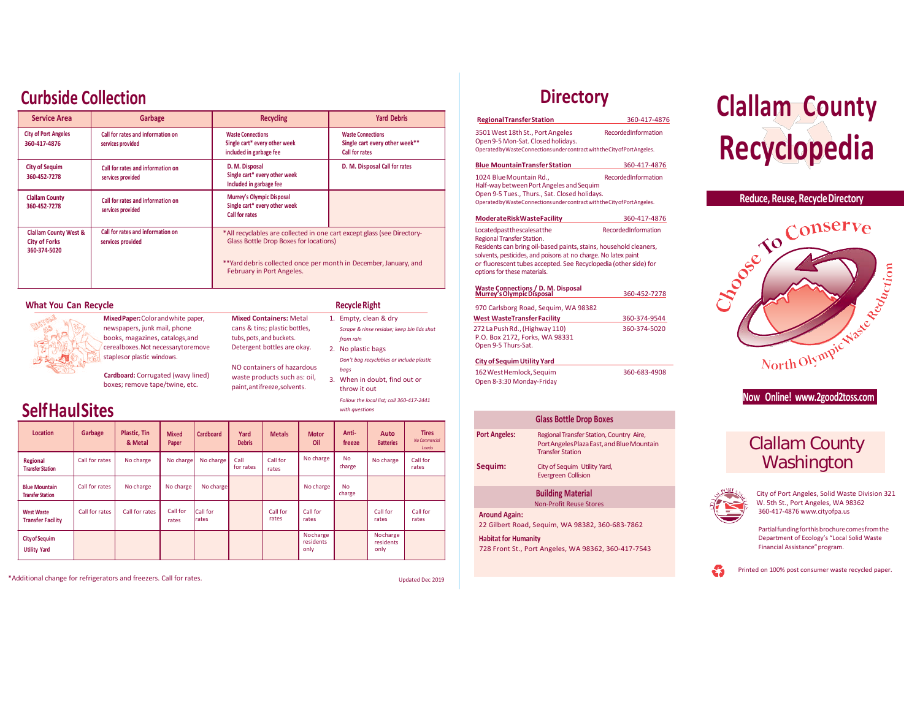# Curbside Collection

| Service Area | Garbage | Recycling | Yard Debris |
|---|---|---|---|
| City of Port Angeles 360-417-4876 | Call for rates and information on services provided | Waste Connections Single cart* every other week included in garbage fee | Waste Connections Single cart every other week** Call for rates |
| City of Sequim 360-452-7278 | Call for rates and information on services provided | D. M. Disposal Single cart* every other week Included in garbage fee | D. M. Disposal Call for rates |
| Clallam County 360-452-7278 | Call for rates and information on services provided | Murrey's Olympic Disposal Single cart* every other week Call for rates | |
| Clallam County West & City of Forks 360-374-5020 | Call for rates and information on services provided | *All recyclables are collected in one cart except glass (see Directory- Glass Bottle Drop Boxes for locations)<br><br>**Yard debris collected once per month in December, January, and February in Port Angeles. | |

## What You Can Recycle

**Mixed Paper:** Color and white paper, newspapers, junk mail, phone books, magazines, catalogs, and cereal boxes. Not necessary to remove staples or plastic windows.

**Cardboard:** Corrugated (wavy lined) boxes; remove tape/twine, etc.

**Mixed Containers:** Metal cans & tins; plastic bottles, tubs, pots, and buckets. Detergent bottles are okay.

NO containers of hazardous waste products such as: oil, paint, antifreeze, solvents.

## Recycle Right

1. Empty, clean & dry
   *Scrape & rinse residue; keep bin lids shut from rain*
2. No plastic bags
   *Don't bag recyclables or include plastic bags*
3. When in doubt, find out or throw it out
   *Follow the local list; call 360-417-2441 with questions*

# Self Haul Sites

| Location | Garbage | Plastic, Tin & Metal | Mixed Paper | Cardboard | Yard Debris | Metals | Motor Oil | Anti-freeze | Auto Batteries | Tires *No Commercial Loads* |
|---|---|---|---|---|---|---|---|---|---|---|
| Regional Transfer Station | Call for rates | No charge | No charge | No charge | Call for rates | Call for rates | No charge | No charge | No charge | Call for rates |
| Blue Mountain Transfer Station | Call for rates | No charge | No charge | No charge | | | No charge | No charge | | |
| West Waste Transfer Facility | Call for rates | Call for rates | Call for rates | Call for rates | | Call for rates | Call for rates | | Call for rates | Call for rates |
| City of Sequim Utility Yard | | | | | | | No charge residents only | | No charge residents only | |

*Additional change for refrigerators and freezers. Call for rates.

Updated Dec 2019

# Directory

**Regional Transfer Station** 360-417-4876
3501 West 18th St., Port Angeles — Recorded Information
Open 9-5 Mon-Sat. Closed holidays.
Operated by Waste Connections under contract with the City of Port Angeles.

**Blue Mountain Transfer Station** 360-417-4876
1024 Blue Mountain Rd., — Recorded Information
Half-way between Port Angeles and Sequim
Open 9-5 Tues., Thurs., Sat. Closed holidays.
Operated by Waste Connections under contract with the City of Port Angeles.

**Moderate Risk Waste Facility** 360-417-4876
Located past the scales at the Regional Transfer Station. — Recorded Information
Residents can bring oil-based paints, stains, household cleaners, solvents, pesticides, and poisons at no charge. No latex paint or fluorescent tubes accepted. See Recyclopedia (other side) for options for these materials.

**Waste Connections / D. M. Disposal**
**Murrey's Olympic Disposal** 360-452-7278
970 Carlsborg Road, Sequim, WA 98382

**West Waste Transfer Facility** 360-374-9544
272 La Push Rd., (Highway 110) — 360-374-5020
P.O. Box 2172, Forks, WA 98331
Open 9-5 Thurs-Sat.

**City of Sequim Utility Yard**
162 West Hemlock, Sequim — 360-683-4908
Open 8-3:30 Monday-Friday

## Glass Bottle Drop Boxes

**Port Angeles:** Regional Transfer Station, Country Aire, Port Angeles Plaza East, and Blue Mountain Transfer Station

**Sequim:** City of Sequim Utility Yard, Evergreen Collision

## Building Material

Non-Profit Reuse Stores

**Around Again:**
22 Gilbert Road, Sequim, WA 98382, 360-683-7862

**Habitat for Humanity**
728 Front St., Port Angeles, WA 98362, 360-417-7543

# Clallam County Recyclopedia

**Reduce, Reuse, Recycle Directory**

Choose To Conserve
North Olympic Waste Reduction

**Now Online! www.2good2toss.com**

## Clallam County Washington

City of Port Angeles, Solid Waste Division 321 W. 5th St., Port Angeles, WA 98362
360-417-4876 www.cityofpa.us

Partial funding for this brochure comes from the Department of Ecology's "Local Solid Waste Financial Assistance" program.

Printed on 100% post consumer waste recycled paper.